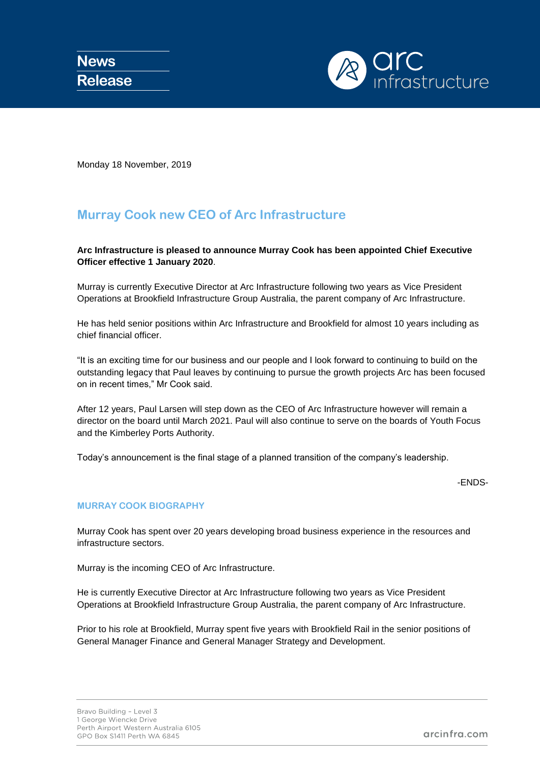News Release

arc infrastructure

Monday 18 November, 2019

# Murray Cook new CEO of Arc Infrastructure

**Arc Infrastructure is pleased to announce Murray Cook has been appointed Chief Executive Officer effective 1 January 2020**.

Murray is currently Executive Director at Arc Infrastructure following two years as Vice President Operations at Brookfield Infrastructure Group Australia, the parent company of Arc Infrastructure.

He has held senior positions within Arc Infrastructure and Brookfield for almost 10 years including as chief financial officer.

"It is an exciting time for our business and our people and I look forward to continuing to build on the outstanding legacy that Paul leaves by continuing to pursue the growth projects Arc has been focused on in recent times," Mr Cook said.

After 12 years, Paul Larsen will step down as the CEO of Arc Infrastructure however will remain a director on the board until March 2021. Paul will also continue to serve on the boards of Youth Focus and the Kimberley Ports Authority.

Today's announcement is the final stage of a planned transition of the company's leadership.

-ENDS-

## MURRAY COOK BIOGRAPHY

Murray Cook has spent over 20 years developing broad business experience in the resources and infrastructure sectors.

Murray is the incoming CEO of Arc Infrastructure.

He is currently Executive Director at Arc Infrastructure following two years as Vice President Operations at Brookfield Infrastructure Group Australia, the parent company of Arc Infrastructure.

Prior to his role at Brookfield, Murray spent five years with Brookfield Rail in the senior positions of General Manager Finance and General Manager Strategy and Development.

Bravo Building – Level 3
1 George Wiencke Drive
Perth Airport Western Australia 6105
GPO Box S1411 Perth WA 6845

arcinfra.com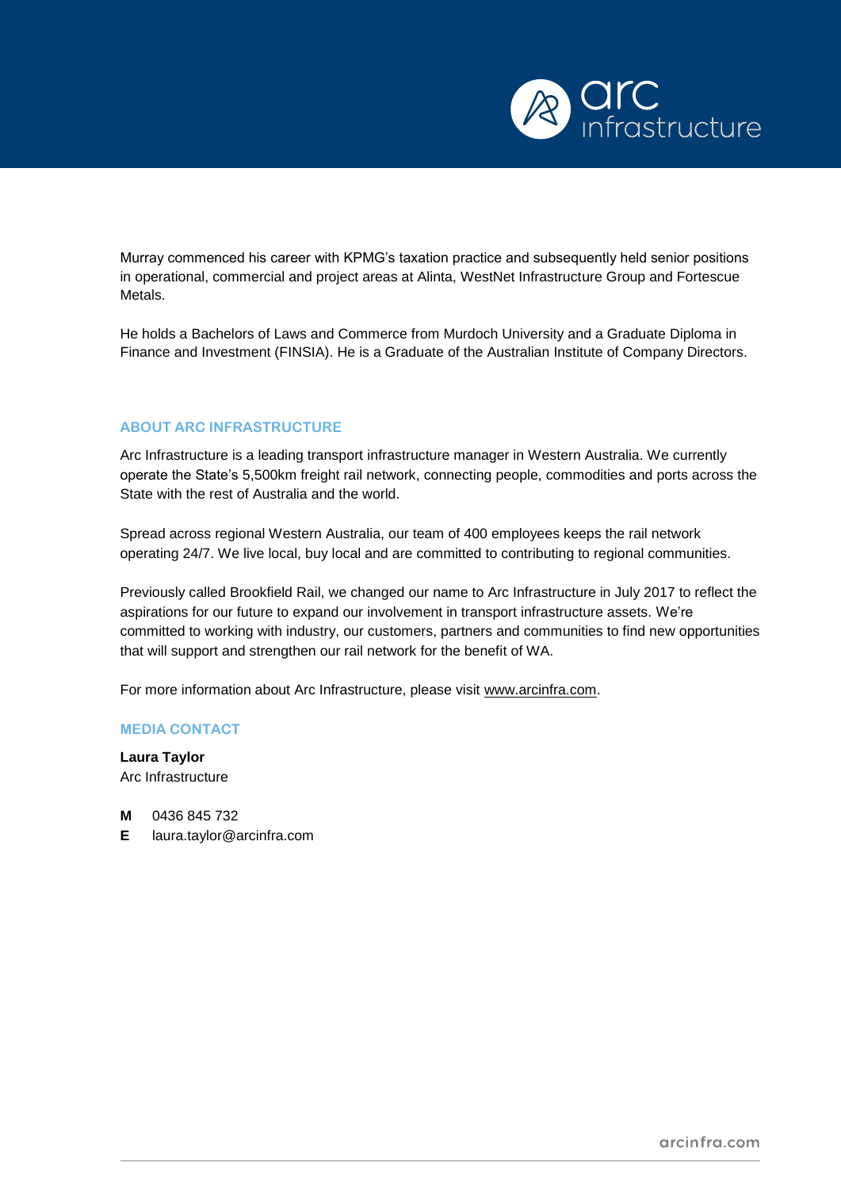Murray commenced his career with KPMG's taxation practice and subsequently held senior positions in operational, commercial and project areas at Alinta, WestNet Infrastructure Group and Fortescue Metals.

He holds a Bachelors of Laws and Commerce from Murdoch University and a Graduate Diploma in Finance and Investment (FINSIA). He is a Graduate of the Australian Institute of Company Directors.

## ABOUT ARC INFRASTRUCTURE

Arc Infrastructure is a leading transport infrastructure manager in Western Australia. We currently operate the State's 5,500km freight rail network, connecting people, commodities and ports across the State with the rest of Australia and the world.

Spread across regional Western Australia, our team of 400 employees keeps the rail network operating 24/7. We live local, buy local and are committed to contributing to regional communities.

Previously called Brookfield Rail, we changed our name to Arc Infrastructure in July 2017 to reflect the aspirations for our future to expand our involvement in transport infrastructure assets. We're committed to working with industry, our customers, partners and communities to find new opportunities that will support and strengthen our rail network for the benefit of WA.

For more information about Arc Infrastructure, please visit www.arcinfra.com.

## MEDIA CONTACT

**Laura Taylor**
Arc Infrastructure

**M** 0436 845 732
**E** laura.taylor@arcinfra.com